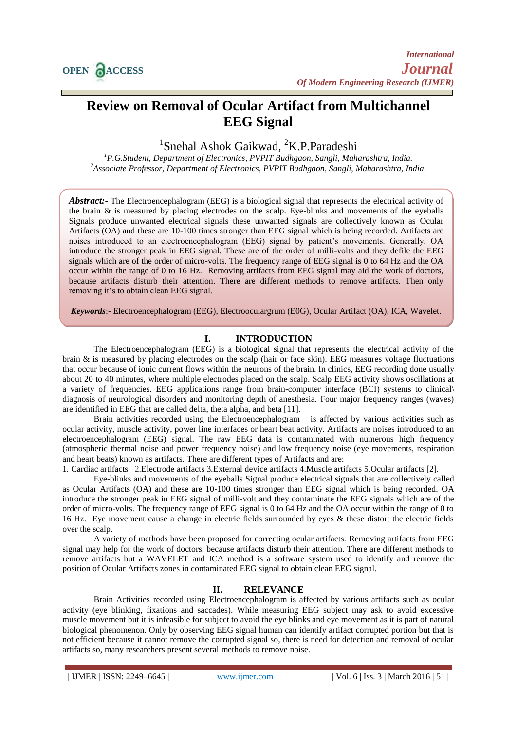# Review on Removal of Ocular Artifact from Multichannel EEG Signal

[1]Snehal Ashok Gaikwad, [2]K.P.Paradeshi

[1]*P.G.Student, Department of Electronics, PVPIT Budhgaon, Sangli, Maharashtra, India.*
[2]*Associate Professor, Department of Electronics, PVPIT Budhgaon, Sangli, Maharashtra, India.*

***Abstract:-*** The Electroencephalogram (EEG) is a biological signal that represents the electrical activity of the brain & is measured by placing electrodes on the scalp. Eye-blinks and movements of the eyeballs Signals produce unwanted electrical signals these unwanted signals are collectively known as Ocular Artifacts (OA) and these are 10-100 times stronger than EEG signal which is being recorded. Artifacts are noises introduced to an electroencephalogram (EEG) signal by patient's movements. Generally, OA introduce the stronger peak in EEG signal. These are of the order of milli-volts and they defile the EEG signals which are of the order of micro-volts. The frequency range of EEG signal is 0 to 64 Hz and the OA occur within the range of 0 to 16 Hz. Removing artifacts from EEG signal may aid the work of doctors, because artifacts disturb their attention. There are different methods to remove artifacts. Then only removing it's to obtain clean EEG signal.

***Keywords***:- Electroencephalogram (EEG), Electroocualrgrum (E0G), Ocular Artifact (OA), ICA, Wavelet.

## I. INTRODUCTION

The Electroencephalogram (EEG) is a biological signal that represents the electrical activity of the brain & is measured by placing electrodes on the scalp (hair or face skin). EEG measures voltage fluctuations that occur because of ionic current flows within the neurons of the brain. In clinics, EEG recording done usually about 20 to 40 minutes, where multiple electrodes placed on the scalp. Scalp EEG activity shows oscillations at a variety of frequencies. EEG applications range from brain-computer interface (BCI) systems to clinical\ diagnosis of neurological disorders and monitoring depth of anesthesia. Four major frequency ranges (waves) are identified in EEG that are called delta, theta alpha, and beta [11].

Brain activities recorded using the Electroencephalogram is affected by various activities such as ocular activity, muscle activity, power line interfaces or heart beat activity. Artifacts are noises introduced to an electroencephalogram (EEG) signal. The raw EEG data is contaminated with numerous high frequency (atmospheric thermal noise and power frequency noise) and low frequency noise (eye movements, respiration and heart beats) known as artifacts. There are different types of Artifacts and are:

1. Cardiac artifacts 2.Electrode artifacts 3.External device artifacts 4.Muscle artifacts 5.Ocular artifacts [2].

Eye-blinks and movements of the eyeballs Signal produce electrical signals that are collectively called as Ocular Artifacts (OA) and these are 10-100 times stronger than EEG signal which is being recorded. OA introduce the stronger peak in EEG signal of milli-volt and they contaminate the EEG signals which are of the order of micro-volts. The frequency range of EEG signal is 0 to 64 Hz and the OA occur within the range of 0 to 16 Hz. Eye movement cause a change in electric fields surrounded by eyes & these distort the electric fields over the scalp.

A variety of methods have been proposed for correcting ocular artifacts. Removing artifacts from EEG signal may help for the work of doctors, because artifacts disturb their attention. There are different methods to remove artifacts but a WAVELET and ICA method is a software system used to identify and remove the position of Ocular Artifacts zones in contaminated EEG signal to obtain clean EEG signal.

## II. RELEVANCE

Brain Activities recorded using Electroencephalogram is affected by various artifacts such as ocular activity (eye blinking, fixations and saccades). While measuring EEG subject may ask to avoid excessive muscle movement but it is infeasible for subject to avoid the eye blinks and eye movement as it is part of natural biological phenomenon. Only by observing EEG signal human can identify artifact corrupted portion but that is not efficient because it cannot remove the corrupted signal so, there is need for detection and removal of ocular artifacts so, many researchers present several methods to remove noise.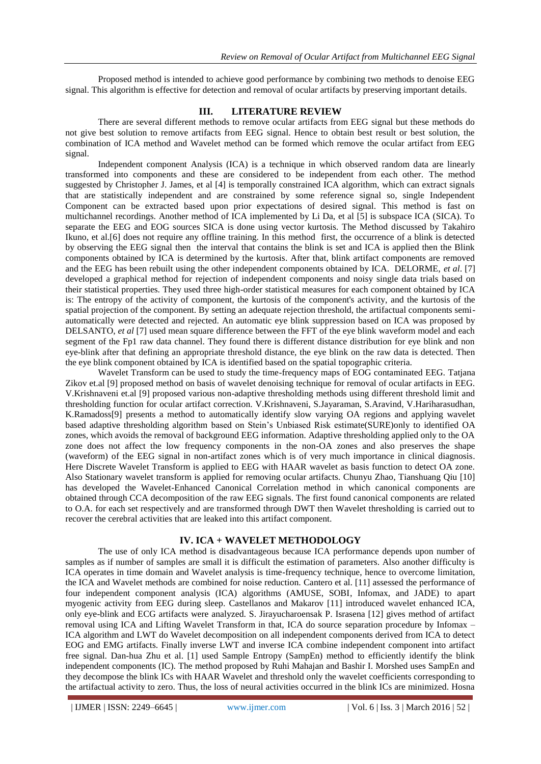Proposed method is intended to achieve good performance by combining two methods to denoise EEG signal. This algorithm is effective for detection and removal of ocular artifacts by preserving important details.

## III. LITERATURE REVIEW

There are several different methods to remove ocular artifacts from EEG signal but these methods do not give best solution to remove artifacts from EEG signal. Hence to obtain best result or best solution, the combination of ICA method and Wavelet method can be formed which remove the ocular artifact from EEG signal.

Independent component Analysis (ICA) is a technique in which observed random data are linearly transformed into components and these are considered to be independent from each other. The method suggested by Christopher J. James, et al [4] is temporally constrained ICA algorithm, which can extract signals that are statistically independent and are constrained by some reference signal so, single Independent Component can be extracted based upon prior expectations of desired signal. This method is fast on multichannel recordings. Another method of ICA implemented by Li Da, et al [5] is subspace ICA (SICA). To separate the EEG and EOG sources SICA is done using vector kurtosis. The Method discussed by Takahiro Ikuno, et al.[6] does not require any offline training. In this method first, the occurrence of a blink is detected by observing the EEG signal then the interval that contains the blink is set and ICA is applied then the Blink components obtained by ICA is determined by the kurtosis. After that, blink artifact components are removed and the EEG has been rebuilt using the other independent components obtained by ICA. DELORME, *et al*. [7] developed a graphical method for rejection of independent components and noisy single data trials based on their statistical properties. They used three high-order statistical measures for each component obtained by ICA is: The entropy of the activity of component, the kurtosis of the component's activity, and the kurtosis of the spatial projection of the component. By setting an adequate rejection threshold, the artifactual components semi-automatically were detected and rejected. An automatic eye blink suppression based on ICA was proposed by DELSANTO, *et al* [7] used mean square difference between the FFT of the eye blink waveform model and each segment of the Fp1 raw data channel. They found there is different distance distribution for eye blink and non eye-blink after that defining an appropriate threshold distance, the eye blink on the raw data is detected. Then the eye blink component obtained by ICA is identified based on the spatial topographic criteria.

Wavelet Transform can be used to study the time-frequency maps of EOG contaminated EEG. Tatjana Zikov et.al [9] proposed method on basis of wavelet denoising technique for removal of ocular artifacts in EEG. V.Krishnaveni et.al [9] proposed various non-adaptive thresholding methods using different threshold limit and thresholding function for ocular artifact correction. V.Krishnaveni, S.Jayaraman, S.Aravind, V.Hariharasudhan, K.Ramadoss[9] presents a method to automatically identify slow varying OA regions and applying wavelet based adaptive thresholding algorithm based on Stein's Unbiased Risk estimate(SURE)only to identified OA zones, which avoids the removal of background EEG information. Adaptive thresholding applied only to the OA zone does not affect the low frequency components in the non-OA zones and also preserves the shape (waveform) of the EEG signal in non-artifact zones which is of very much importance in clinical diagnosis. Here Discrete Wavelet Transform is applied to EEG with HAAR wavelet as basis function to detect OA zone. Also Stationary wavelet transform is applied for removing ocular artifacts. Chunyu Zhao, Tianshuang Qiu [10] has developed the Wavelet-Enhanced Canonical Correlation method in which canonical components are obtained through CCA decomposition of the raw EEG signals. The first found canonical components are related to O.A. for each set respectively and are transformed through DWT then Wavelet thresholding is carried out to recover the cerebral activities that are leaked into this artifact component.

## IV. ICA + WAVELET METHODOLOGY

The use of only ICA method is disadvantageous because ICA performance depends upon number of samples as if number of samples are small it is difficult the estimation of parameters. Also another difficulty is ICA operates in time domain and Wavelet analysis is time-frequency technique, hence to overcome limitation, the ICA and Wavelet methods are combined for noise reduction. Cantero et al. [11] assessed the performance of four independent component analysis (ICA) algorithms (AMUSE, SOBI, Infomax, and JADE) to apart myogenic activity from EEG during sleep. Castellanos and Makarov [11] introduced wavelet enhanced ICA, only eye-blink and ECG artifacts were analyzed. S. Jirayucharoensak P. Israsena [12] gives method of artifact removal using ICA and Lifting Wavelet Transform in that, ICA do source separation procedure by Infomax – ICA algorithm and LWT do Wavelet decomposition on all independent components derived from ICA to detect EOG and EMG artifacts. Finally inverse LWT and inverse ICA combine independent component into artifact free signal. Dan-hua Zhu et al. [1] used Sample Entropy (SampEn) method to efficiently identify the blink independent components (IC). The method proposed by Ruhi Mahajan and Bashir I. Morshed uses SampEn and they decompose the blink ICs with HAAR Wavelet and threshold only the wavelet coefficients corresponding to the artifactual activity to zero. Thus, the loss of neural activities occurred in the blink ICs are minimized. Hosna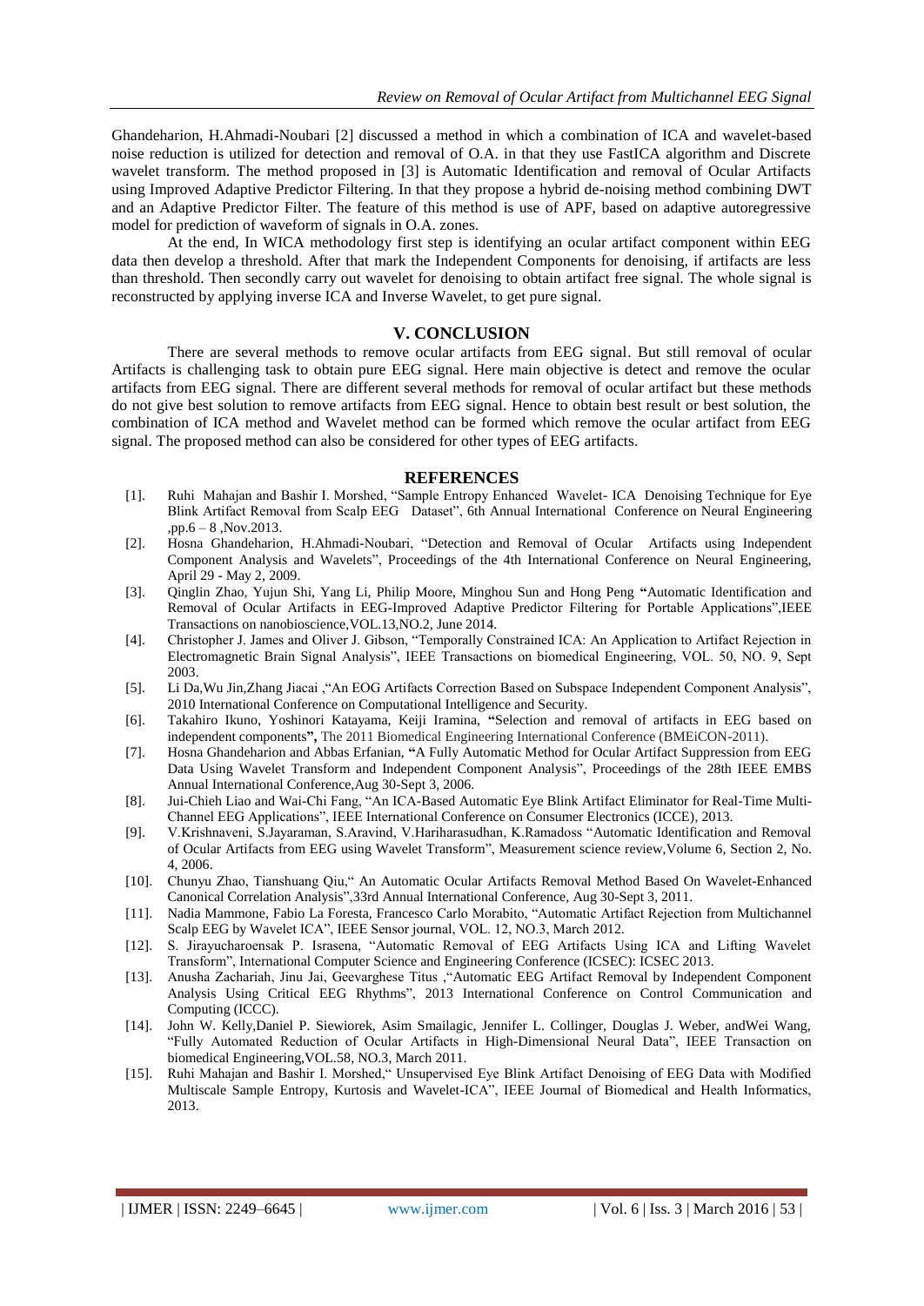Ghandeharion, H.Ahmadi-Noubari [2] discussed a method in which a combination of ICA and wavelet-based noise reduction is utilized for detection and removal of O.A. in that they use FastICA algorithm and Discrete wavelet transform. The method proposed in [3] is Automatic Identification and removal of Ocular Artifacts using Improved Adaptive Predictor Filtering. In that they propose a hybrid de-noising method combining DWT and an Adaptive Predictor Filter. The feature of this method is use of APF, based on adaptive autoregressive model for prediction of waveform of signals in O.A. zones.

At the end, In WICA methodology first step is identifying an ocular artifact component within EEG data then develop a threshold. After that mark the Independent Components for denoising, if artifacts are less than threshold. Then secondly carry out wavelet for denoising to obtain artifact free signal. The whole signal is reconstructed by applying inverse ICA and Inverse Wavelet, to get pure signal.

## V. CONCLUSION

There are several methods to remove ocular artifacts from EEG signal. But still removal of ocular Artifacts is challenging task to obtain pure EEG signal. Here main objective is detect and remove the ocular artifacts from EEG signal. There are different several methods for removal of ocular artifact but these methods do not give best solution to remove artifacts from EEG signal. Hence to obtain best result or best solution, the combination of ICA method and Wavelet method can be formed which remove the ocular artifact from EEG signal. The proposed method can also be considered for other types of EEG artifacts.

## REFERENCES

[1]. Ruhi Mahajan and Bashir I. Morshed, "Sample Entropy Enhanced Wavelet- ICA Denoising Technique for Eye Blink Artifact Removal from Scalp EEG Dataset", 6th Annual International Conference on Neural Engineering ,pp.6 – 8 ,Nov.2013.

[2]. Hosna Ghandeharion, H.Ahmadi-Noubari, "Detection and Removal of Ocular Artifacts using Independent Component Analysis and Wavelets", Proceedings of the 4th International Conference on Neural Engineering, April 29 - May 2, 2009.

[3]. Qinglin Zhao, Yujun Shi, Yang Li, Philip Moore, Minghou Sun and Hong Peng **"**Automatic Identification and Removal of Ocular Artifacts in EEG-Improved Adaptive Predictor Filtering for Portable Applications",IEEE Transactions on nanobioscience,VOL.13,NO.2, June 2014.

[4]. Christopher J. James and Oliver J. Gibson, "Temporally Constrained ICA: An Application to Artifact Rejection in Electromagnetic Brain Signal Analysis", IEEE Transactions on biomedical Engineering, VOL. 50, NO. 9, Sept 2003.

[5]. Li Da,Wu Jin,Zhang Jiacai ,"An EOG Artifacts Correction Based on Subspace Independent Component Analysis", 2010 International Conference on Computational Intelligence and Security.

[6]. Takahiro Ikuno, Yoshinori Katayama, Keiji Iramina, **"**Selection and removal of artifacts in EEG based on independent components**",** The 2011 Biomedical Engineering International Conference (BMEiCON-2011).

[7]. Hosna Ghandeharion and Abbas Erfanian, **"**A Fully Automatic Method for Ocular Artifact Suppression from EEG Data Using Wavelet Transform and Independent Component Analysis", Proceedings of the 28th IEEE EMBS Annual International Conference,Aug 30-Sept 3, 2006.

[8]. Jui-Chieh Liao and Wai-Chi Fang, "An ICA-Based Automatic Eye Blink Artifact Eliminator for Real-Time Multi-Channel EEG Applications", IEEE International Conference on Consumer Electronics (ICCE), 2013.

[9]. V.Krishnaveni, S.Jayaraman, S.Aravind, V.Hariharasudhan, K.Ramadoss "Automatic Identification and Removal of Ocular Artifacts from EEG using Wavelet Transform", Measurement science review,Volume 6, Section 2, No. 4, 2006.

[10]. Chunyu Zhao, Tianshuang Qiu," An Automatic Ocular Artifacts Removal Method Based On Wavelet-Enhanced Canonical Correlation Analysis",33rd Annual International Conference, Aug 30-Sept 3, 2011.

[11]. Nadia Mammone, Fabio La Foresta, Francesco Carlo Morabito, "Automatic Artifact Rejection from Multichannel Scalp EEG by Wavelet ICA", IEEE Sensor journal, VOL. 12, NO.3, March 2012.

[12]. S. Jirayucharoensak P. Israsena, "Automatic Removal of EEG Artifacts Using ICA and Lifting Wavelet Transform", International Computer Science and Engineering Conference (ICSEC): ICSEC 2013.

[13]. Anusha Zachariah, Jinu Jai, Geevarghese Titus ,"Automatic EEG Artifact Removal by Independent Component Analysis Using Critical EEG Rhythms", 2013 International Conference on Control Communication and Computing (ICCC).

[14]. John W. Kelly,Daniel P. Siewiorek, Asim Smailagic, Jennifer L. Collinger, Douglas J. Weber, andWei Wang, "Fully Automated Reduction of Ocular Artifacts in High-Dimensional Neural Data", IEEE Transaction on biomedical Engineering,VOL.58, NO.3, March 2011.

[15]. Ruhi Mahajan and Bashir I. Morshed," Unsupervised Eye Blink Artifact Denoising of EEG Data with Modified Multiscale Sample Entropy, Kurtosis and Wavelet-ICA", IEEE Journal of Biomedical and Health Informatics, 2013.